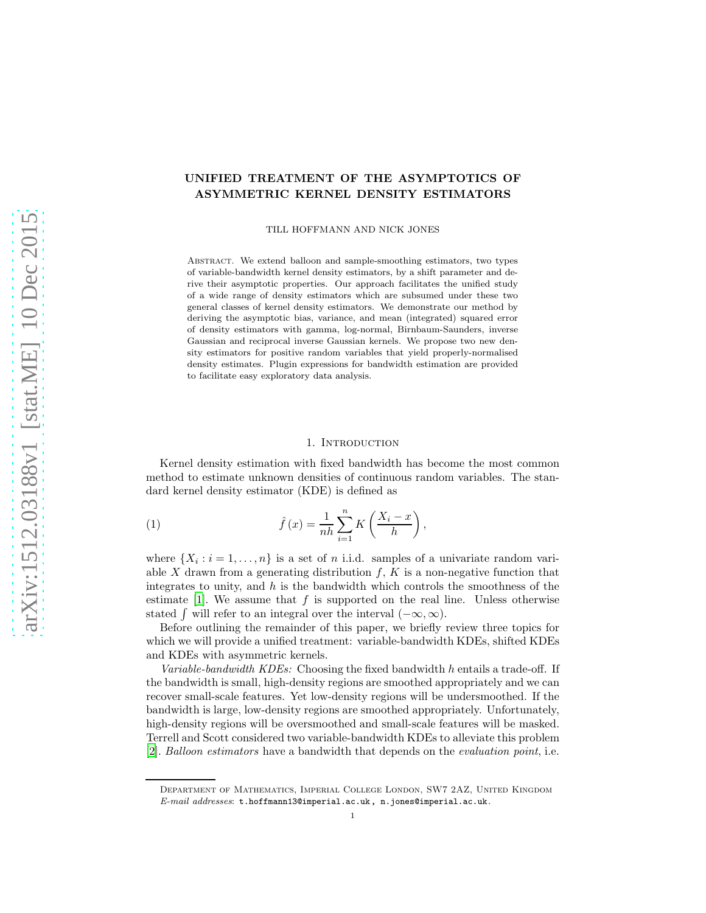# UNIFIED TREATMENT OF THE ASYMPTOTICS OF ASYMMETRIC KERNEL DENSITY ESTIMATORS

TILL HOFFMANN AND NICK JONES

Abstract. We extend balloon and sample-smoothing estimators, two types of variable-bandwidth kernel density estimators, by a shift parameter and derive their asymptotic properties. Our approach facilitates the unified study of a wide range of density estimators which are subsumed under these two general classes of kernel density estimators. We demonstrate our method by deriving the asymptotic bias, variance, and mean (integrated) squared error of density estimators with gamma, log-normal, Birnbaum-Saunders, inverse Gaussian and reciprocal inverse Gaussian kernels. We propose two new density estimators for positive random variables that yield properly-normalised density estimates. Plugin expressions for bandwidth estimation are provided to facilitate easy exploratory data analysis.

## 1. Introduction

Kernel density estimation with fixed bandwidth has become the most common method to estimate unknown densities of continuous random variables. The standard kernel density estimator (KDE) is defined as

$$\hat{f}(x) = \frac{1}{nh} \sum_{i=1}^{n} K\left(\frac{X_i - x}{h}\right), \tag{1}$$

where $\{X_i : i = 1, \ldots, n\}$ is a set of $n$ i.i.d. samples of a univariate random variable $X$ drawn from a generating distribution $f$, $K$ is a non-negative function that integrates to unity, and $h$ is the bandwidth which controls the smoothness of the estimate [1]. We assume that $f$ is supported on the real line. Unless otherwise stated $\int$ will refer to an integral over the interval $(-\infty, \infty)$.

Before outlining the remainder of this paper, we briefly review three topics for which we will provide a unified treatment: variable-bandwidth KDEs, shifted KDEs and KDEs with asymmetric kernels.

*Variable-bandwidth KDEs:* Choosing the fixed bandwidth $h$ entails a trade-off. If the bandwidth is small, high-density regions are smoothed appropriately and we can recover small-scale features. Yet low-density regions will be undersmoothed. If the bandwidth is large, low-density regions are smoothed appropriately. Unfortunately, high-density regions will be oversmoothed and small-scale features will be masked. Terrell and Scott considered two variable-bandwidth KDEs to alleviate this problem [2]. *Balloon estimators* have a bandwidth that depends on the *evaluation point*, i.e.

Department of Mathematics, Imperial College London, SW7 2AZ, United Kingdom
*E-mail addresses*: t.hoffmann13@imperial.ac.uk, n.jones@imperial.ac.uk.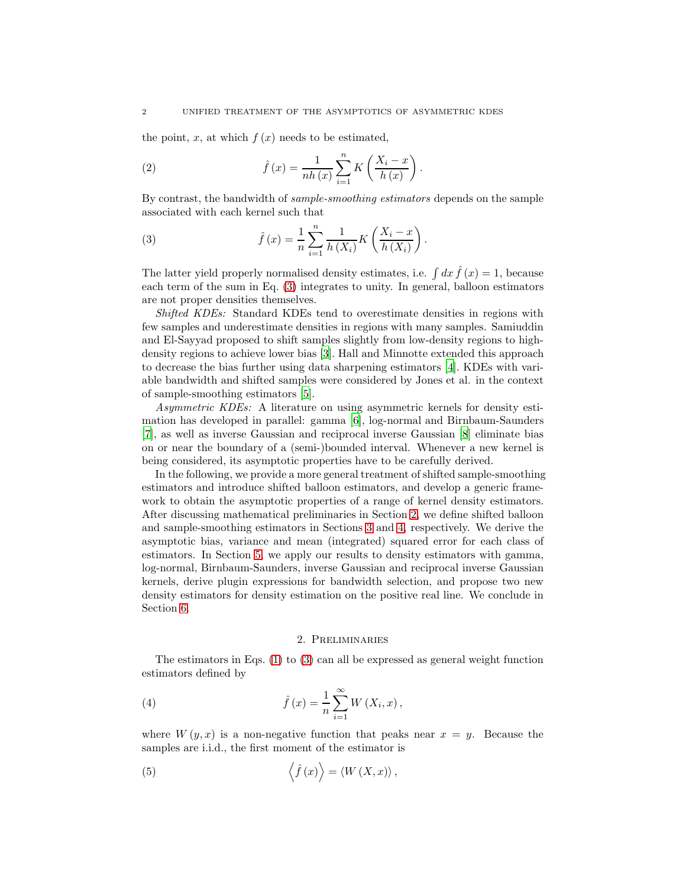the point, $x$, at which $f(x)$ needs to be estimated,

$$\hat{f}(x) = \frac{1}{nh(x)} \sum_{i=1}^{n} K\left(\frac{X_i - x}{h(x)}\right). \tag{2}$$

By contrast, the bandwidth of *sample-smoothing estimators* depends on the sample associated with each kernel such that

$$\hat{f}(x) = \frac{1}{n} \sum_{i=1}^{n} \frac{1}{h(X_i)} K\left(\frac{X_i - x}{h(X_i)}\right). \tag{3}$$

The latter yield properly normalised density estimates, i.e. $\int dx\, \hat{f}(x) = 1$, because each term of the sum in Eq. (3) integrates to unity. In general, balloon estimators are not proper densities themselves.

*Shifted KDEs:* Standard KDEs tend to overestimate densities in regions with few samples and underestimate densities in regions with many samples. Samiuddin and El-Sayyad proposed to shift samples slightly from low-density regions to high-density regions to achieve lower bias [3]. Hall and Minnotte extended this approach to decrease the bias further using data sharpening estimators [4]. KDEs with variable bandwidth and shifted samples were considered by Jones et al. in the context of sample-smoothing estimators [5].

*Asymmetric KDEs:* A literature on using asymmetric kernels for density estimation has developed in parallel: gamma [6], log-normal and Birnbaum-Saunders [7], as well as inverse Gaussian and reciprocal inverse Gaussian [8] eliminate bias on or near the boundary of a (semi-)bounded interval. Whenever a new kernel is being considered, its asymptotic properties have to be carefully derived.

In the following, we provide a more general treatment of shifted sample-smoothing estimators and introduce shifted balloon estimators, and develop a generic framework to obtain the asymptotic properties of a range of kernel density estimators. After discussing mathematical preliminaries in Section 2, we define shifted balloon and sample-smoothing estimators in Sections 3 and 4, respectively. We derive the asymptotic bias, variance and mean (integrated) squared error for each class of estimators. In Section 5, we apply our results to density estimators with gamma, log-normal, Birnbaum-Saunders, inverse Gaussian and reciprocal inverse Gaussian kernels, derive plugin expressions for bandwidth selection, and propose two new density estimators for density estimation on the positive real line. We conclude in Section 6.

## 2. Preliminaries

The estimators in Eqs. (1) to (3) can all be expressed as general weight function estimators defined by

$$\hat{f}(x) = \frac{1}{n} \sum_{i=1}^{\infty} W(X_i, x), \tag{4}$$

where $W(y, x)$ is a non-negative function that peaks near $x = y$. Because the samples are i.i.d., the first moment of the estimator is

$$\left\langle \hat{f}(x) \right\rangle = \left\langle W(X, x) \right\rangle, \tag{5}$$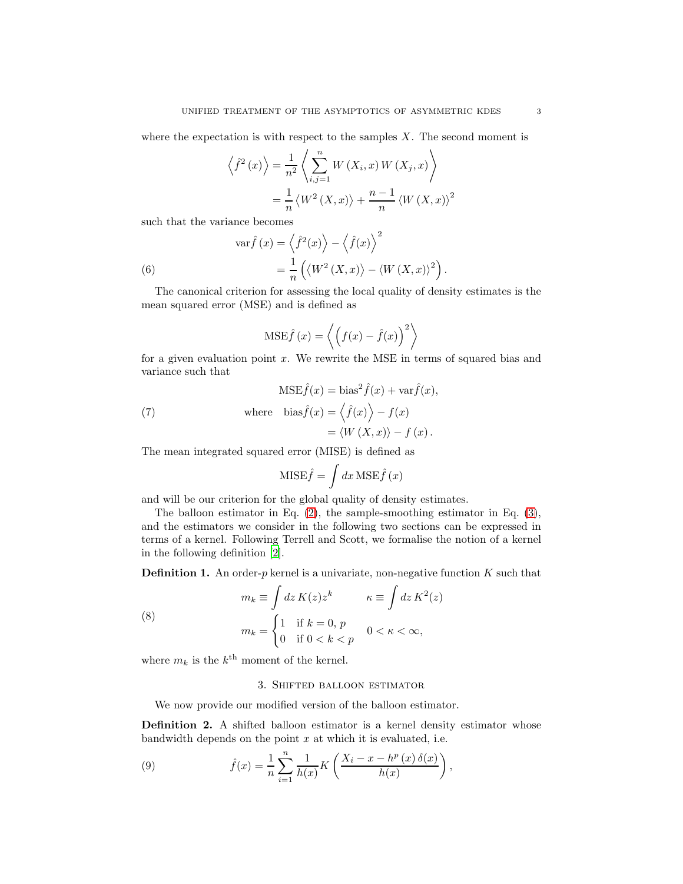where the expectation is with respect to the samples $X$. The second moment is

$$
\begin{aligned}
\left\langle \hat{f}^2(x) \right\rangle &= \frac{1}{n^2} \left\langle \sum_{i,j=1}^{n} W(X_i, x) W(X_j, x) \right\rangle \\
&= \frac{1}{n} \left\langle W^2(X, x) \right\rangle + \frac{n-1}{n} \left\langle W(X, x) \right\rangle^2
\end{aligned}
$$

such that the variance becomes

$$
\begin{aligned}
\operatorname{var}\hat{f}(x) &= \left\langle \hat{f}^2(x) \right\rangle - \left\langle \hat{f}(x) \right\rangle^2 \\
&= \frac{1}{n} \left( \left\langle W^2(X, x) \right\rangle - \left\langle W(X, x) \right\rangle^2 \right). \qquad (6)
\end{aligned}
$$

The canonical criterion for assessing the local quality of density estimates is the mean squared error (MSE) and is defined as

$$
\mathrm{MSE}\hat{f}(x) = \left\langle \left( f(x) - \hat{f}(x) \right)^2 \right\rangle
$$

for a given evaluation point $x$. We rewrite the MSE in terms of squared bias and variance such that

$$
\begin{aligned}
\mathrm{MSE}\hat{f}(x) &= \mathrm{bias}^2\hat{f}(x) + \operatorname{var}\hat{f}(x), \\
\text{where} \quad \mathrm{bias}\hat{f}(x) &= \left\langle \hat{f}(x) \right\rangle - f(x) \qquad (7)\\
&= \left\langle W(X, x) \right\rangle - f(x).
\end{aligned}
$$

The mean integrated squared error (MISE) is defined as

$$
\mathrm{MISE}\hat{f} = \int dx \, \mathrm{MSE}\hat{f}(x)
$$

and will be our criterion for the global quality of density estimates.

The balloon estimator in Eq. (2), the sample-smoothing estimator in Eq. (3), and the estimators we consider in the following two sections can be expressed in terms of a kernel. Following Terrell and Scott, we formalise the notion of a kernel in the following definition [2].

**Definition 1.** An order-$p$ kernel is a univariate, non-negative function $K$ such that

$$
\begin{aligned}
m_k &\equiv \int dz \, K(z) z^k \qquad \kappa \equiv \int dz \, K^2(z) \\
m_k &= \begin{cases} 1 & \text{if } k = 0, p \\ 0 & \text{if } 0 < k < p \end{cases} \qquad 0 < \kappa < \infty, \qquad (8)
\end{aligned}
$$

where $m_k$ is the $k^{\text{th}}$ moment of the kernel.

## 3. Shifted balloon estimator

We now provide our modified version of the balloon estimator.

**Definition 2.** A shifted balloon estimator is a kernel density estimator whose bandwidth depends on the point $x$ at which it is evaluated, i.e.

$$
\hat{f}(x) = \frac{1}{n} \sum_{i=1}^{n} \frac{1}{h(x)} K\left( \frac{X_i - x - h^p(x)\,\delta(x)}{h(x)} \right), \qquad (9)
$$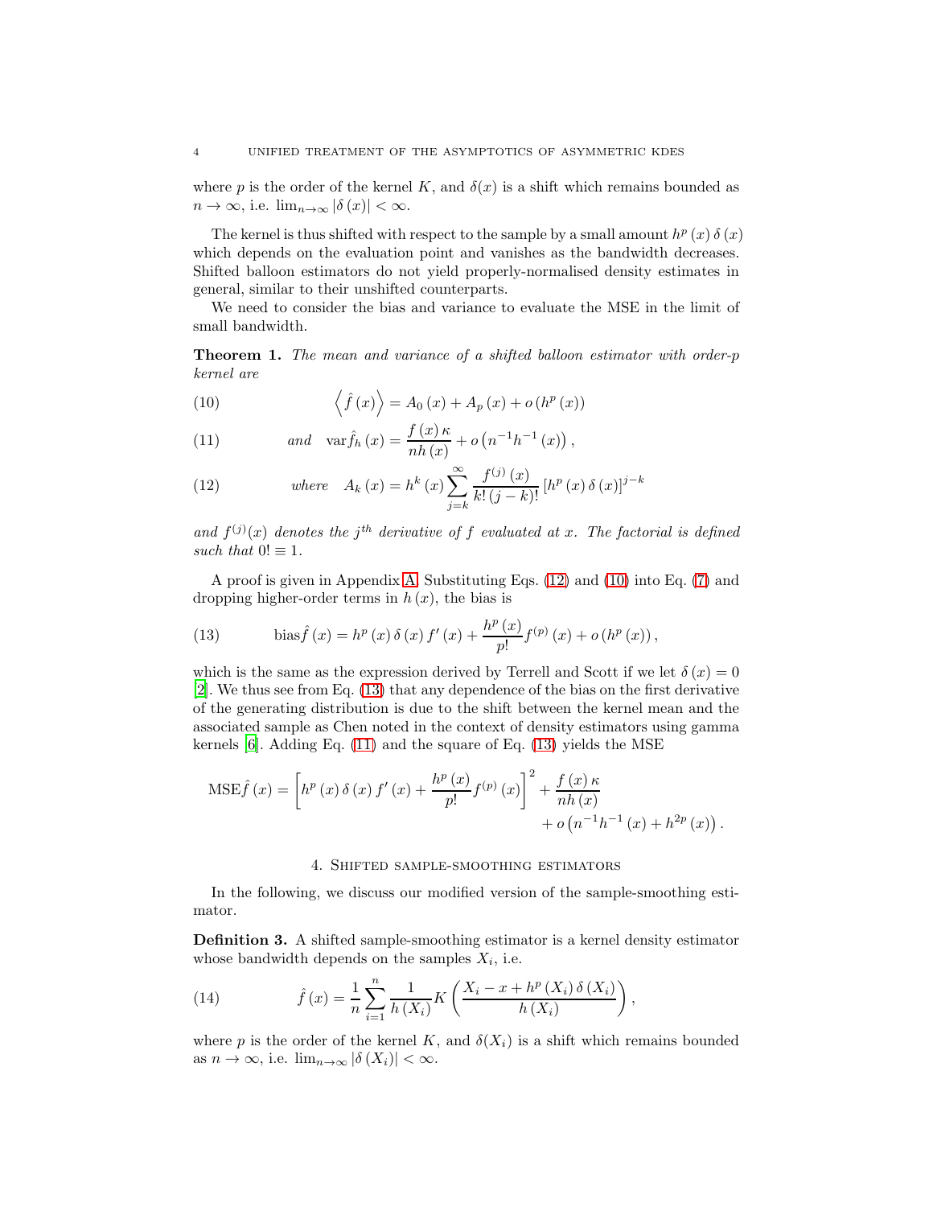where $p$ is the order of the kernel $K$, and $\delta(x)$ is a shift which remains bounded as $n \to \infty$, i.e. $\lim_{n\to\infty} |\delta(x)| < \infty$.

The kernel is thus shifted with respect to the sample by a small amount $h^p(x)\,\delta(x)$ which depends on the evaluation point and vanishes as the bandwidth decreases. Shifted balloon estimators do not yield properly-normalised density estimates in general, similar to their unshifted counterparts.

We need to consider the bias and variance to evaluate the MSE in the limit of small bandwidth.

**Theorem 1.** *The mean and variance of a shifted balloon estimator with order-$p$ kernel are*

$$\left\langle \hat{f}(x) \right\rangle = A_0(x) + A_p(x) + o\left(h^p(x)\right) \tag{10}$$

$$\text{and} \quad \operatorname{var}\hat{f}_h(x) = \frac{f(x)\,\kappa}{nh(x)} + o\left(n^{-1}h^{-1}(x)\right), \tag{11}$$

$$\text{where} \quad A_k(x) = h^k(x) \sum_{j=k}^{\infty} \frac{f^{(j)}(x)}{k!\,(j-k)!} \left[h^p(x)\,\delta(x)\right]^{j-k} \tag{12}$$

*and $f^{(j)}(x)$ denotes the $j^{th}$ derivative of $f$ evaluated at $x$. The factorial is defined such that $0! \equiv 1$.*

A proof is given in Appendix A. Substituting Eqs. (12) and (10) into Eq. (7) and dropping higher-order terms in $h(x)$, the bias is

$$\operatorname{bias}\hat{f}(x) = h^p(x)\,\delta(x)\,f'(x) + \frac{h^p(x)}{p!} f^{(p)}(x) + o\left(h^p(x)\right), \tag{13}$$

which is the same as the expression derived by Terrell and Scott if we let $\delta(x) = 0$ [2]. We thus see from Eq. (13) that any dependence of the bias on the first derivative of the generating distribution is due to the shift between the kernel mean and the associated sample as Chen noted in the context of density estimators using gamma kernels [6]. Adding Eq. (11) and the square of Eq. (13) yields the MSE

$$\operatorname{MSE}\hat{f}(x) = \left[h^p(x)\,\delta(x)\,f'(x) + \frac{h^p(x)}{p!} f^{(p)}(x)\right]^2 + \frac{f(x)\,\kappa}{nh(x)} + o\left(n^{-1}h^{-1}(x) + h^{2p}(x)\right).$$

## 4. Shifted sample-smoothing estimators

In the following, we discuss our modified version of the sample-smoothing estimator.

**Definition 3.** A shifted sample-smoothing estimator is a kernel density estimator whose bandwidth depends on the samples $X_i$, i.e.

$$\hat{f}(x) = \frac{1}{n} \sum_{i=1}^{n} \frac{1}{h(X_i)} K\left(\frac{X_i - x + h^p(X_i)\,\delta(X_i)}{h(X_i)}\right), \tag{14}$$

where $p$ is the order of the kernel $K$, and $\delta(X_i)$ is a shift which remains bounded as $n \to \infty$, i.e. $\lim_{n\to\infty} |\delta(X_i)| < \infty$.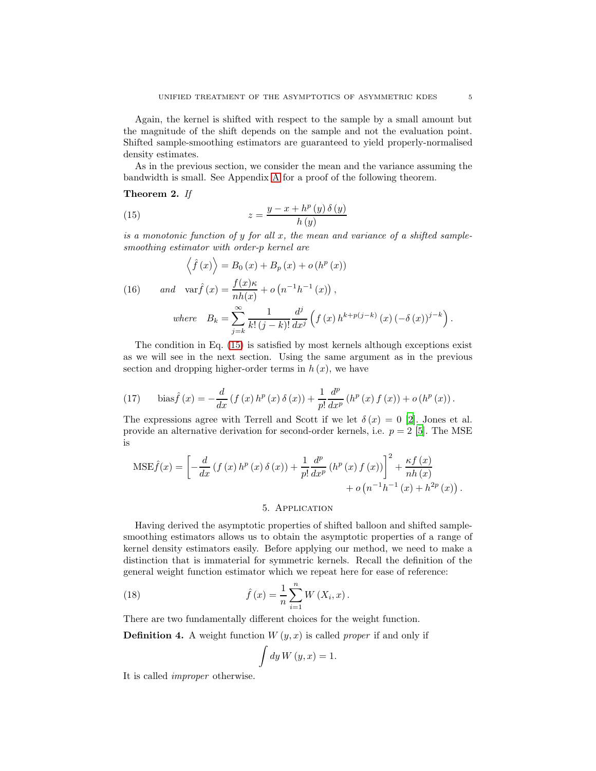Again, the kernel is shifted with respect to the sample by a small amount but the magnitude of the shift depends on the sample and not the evaluation point. Shifted sample-smoothing estimators are guaranteed to yield properly-normalised density estimates.

As in the previous section, we consider the mean and the variance assuming the bandwidth is small. See Appendix A for a proof of the following theorem.

**Theorem 2.** *If*

$$z = \frac{y - x + h^p(y)\,\delta(y)}{h(y)} \tag{15}$$

*is a monotonic function of $y$ for all $x$, the mean and variance of a shifted sample-smoothing estimator with order-$p$ kernel are*

$$\left\langle \hat{f}(x) \right\rangle = B_0(x) + B_p(x) + o\left(h^p(x)\right)$$

$$\text{and} \quad \operatorname{var}\hat{f}(x) = \frac{f(x)\kappa}{nh(x)} + o\left(n^{-1}h^{-1}(x)\right), \tag{16}$$

$$\text{where} \quad B_k = \sum_{j=k}^{\infty} \frac{1}{k!\,(j-k)!} \frac{d^j}{dx^j}\left(f(x)\, h^{k+p(j-k)}(x)\,(-\delta(x))^{j-k}\right).$$

The condition in Eq. (15) is satisfied by most kernels although exceptions exist as we will see in the next section. Using the same argument as in the previous section and dropping higher-order terms in $h(x)$, we have

$$\operatorname{bias}\hat{f}(x) = -\frac{d}{dx}\left(f(x)\,h^p(x)\,\delta(x)\right) + \frac{1}{p!}\frac{d^p}{dx^p}\left(h^p(x)\,f(x)\right) + o\left(h^p(x)\right). \tag{17}$$

The expressions agree with Terrell and Scott if we let $\delta(x) = 0$ [2]. Jones et al. provide an alternative derivation for second-order kernels, i.e. $p = 2$ [5]. The MSE is

$$\operatorname{MSE}\hat{f}(x) = \left[-\frac{d}{dx}\left(f(x)\,h^p(x)\,\delta(x)\right) + \frac{1}{p!}\frac{d^p}{dx^p}\left(h^p(x)\,f(x)\right)\right]^2 + \frac{\kappa f(x)}{nh(x)} + o\left(n^{-1}h^{-1}(x) + h^{2p}(x)\right).$$

## 5. Application

Having derived the asymptotic properties of shifted balloon and shifted sample-smoothing estimators allows us to obtain the asymptotic properties of a range of kernel density estimators easily. Before applying our method, we need to make a distinction that is immaterial for symmetric kernels. Recall the definition of the general weight function estimator which we repeat here for ease of reference:

$$\hat{f}(x) = \frac{1}{n}\sum_{i=1}^{n} W(X_i, x). \tag{18}$$

There are two fundamentally different choices for the weight function.

**Definition 4.** A weight function $W(y, x)$ is called *proper* if and only if

$$\int dy\, W(y, x) = 1.$$

It is called *improper* otherwise.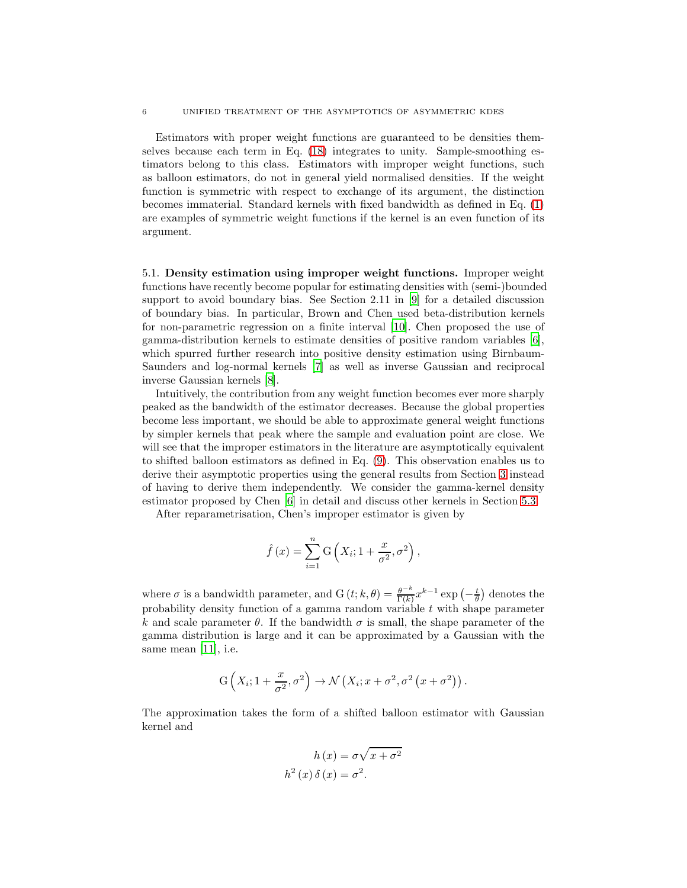Estimators with proper weight functions are guaranteed to be densities themselves because each term in Eq. (18) integrates to unity. Sample-smoothing estimators belong to this class. Estimators with improper weight functions, such as balloon estimators, do not in general yield normalised densities. If the weight function is symmetric with respect to exchange of its argument, the distinction becomes immaterial. Standard kernels with fixed bandwidth as defined in Eq. (1) are examples of symmetric weight functions if the kernel is an even function of its argument.

5.1. **Density estimation using improper weight functions.** Improper weight functions have recently become popular for estimating densities with (semi-)bounded support to avoid boundary bias. See Section 2.11 in [9] for a detailed discussion of boundary bias. In particular, Brown and Chen used beta-distribution kernels for non-parametric regression on a finite interval [10]. Chen proposed the use of gamma-distribution kernels to estimate densities of positive random variables [6], which spurred further research into positive density estimation using Birnbaum-Saunders and log-normal kernels [7] as well as inverse Gaussian and reciprocal inverse Gaussian kernels [8].

Intuitively, the contribution from any weight function becomes ever more sharply peaked as the bandwidth of the estimator decreases. Because the global properties become less important, we should be able to approximate general weight functions by simpler kernels that peak where the sample and evaluation point are close. We will see that the improper estimators in the literature are asymptotically equivalent to shifted balloon estimators as defined in Eq. (9). This observation enables us to derive their asymptotic properties using the general results from Section 3 instead of having to derive them independently. We consider the gamma-kernel density estimator proposed by Chen [6] in detail and discuss other kernels in Section 5.3.

After reparametrisation, Chen's improper estimator is given by

$$\hat{f}\left(x\right)=\sum_{i=1}^{n}\mathrm{G}\left(X_i;1+\frac{x}{\sigma^2},\sigma^2\right),$$

where $\sigma$ is a bandwidth parameter, and $\mathrm{G}\left(t;k,\theta\right)=\frac{\theta^{-k}}{\Gamma(k)}x^{k-1}\exp\left(-\frac{t}{\theta}\right)$ denotes the probability density function of a gamma random variable $t$ with shape parameter $k$ and scale parameter $\theta$. If the bandwidth $\sigma$ is small, the shape parameter of the gamma distribution is large and it can be approximated by a Gaussian with the same mean [11], i.e.

$$\mathrm{G}\left(X_i;1+\frac{x}{\sigma^2},\sigma^2\right)\rightarrow\mathcal{N}\left(X_i;x+\sigma^2,\sigma^2\left(x+\sigma^2\right)\right).$$

The approximation takes the form of a shifted balloon estimator with Gaussian kernel and

$$\begin{aligned}
h\left(x\right)&=\sigma\sqrt{x+\sigma^2}\\
h^2\left(x\right)\delta\left(x\right)&=\sigma^2.
\end{aligned}$$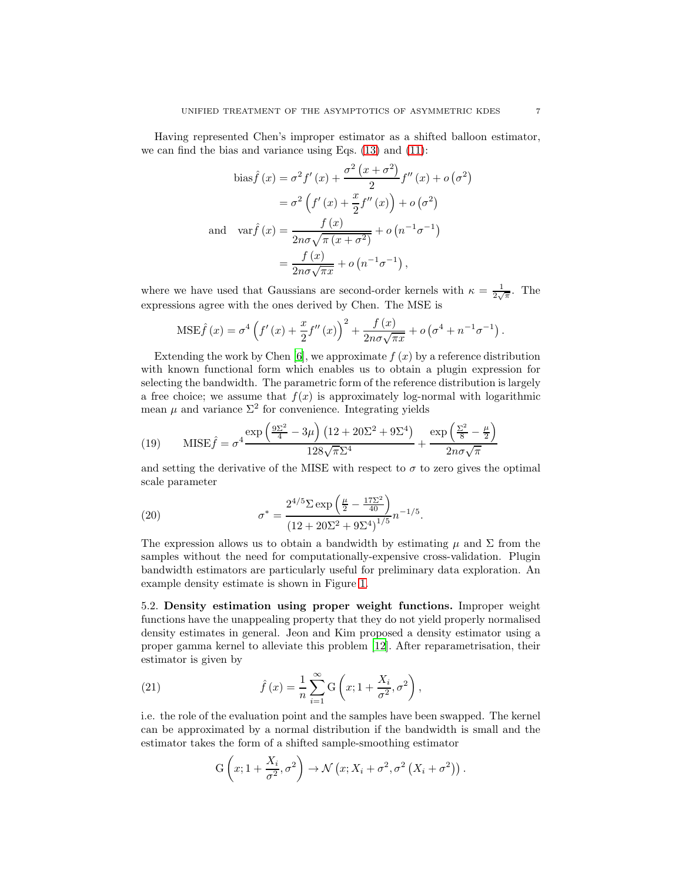Having represented Chen's improper estimator as a shifted balloon estimator, we can find the bias and variance using Eqs. (13) and (11):

$$
\begin{aligned}
\text{bias}\hat{f}(x) &= \sigma^2 f'(x) + \frac{\sigma^2\left(x+\sigma^2\right)}{2} f''(x) + o\left(\sigma^2\right) \\
&= \sigma^2\left(f'(x) + \frac{x}{2} f''(x)\right) + o\left(\sigma^2\right) \\
\text{and} \quad \text{var}\hat{f}(x) &= \frac{f(x)}{2n\sigma\sqrt{\pi\left(x+\sigma^2\right)}} + o\left(n^{-1}\sigma^{-1}\right) \\
&= \frac{f(x)}{2n\sigma\sqrt{\pi x}} + o\left(n^{-1}\sigma^{-1}\right),
\end{aligned}
$$

where we have used that Gaussians are second-order kernels with $\kappa = \frac{1}{2\sqrt{\pi}}$. The expressions agree with the ones derived by Chen. The MSE is

$$
\text{MSE}\hat{f}(x) = \sigma^4\left(f'(x) + \frac{x}{2} f''(x)\right)^2 + \frac{f(x)}{2n\sigma\sqrt{\pi x}} + o\left(\sigma^4 + n^{-1}\sigma^{-1}\right).
$$

Extending the work by Chen [6], we approximate $f(x)$ by a reference distribution with known functional form which enables us to obtain a plugin expression for selecting the bandwidth. The parametric form of the reference distribution is largely a free choice; we assume that $f(x)$ is approximately log-normal with logarithmic mean $\mu$ and variance $\Sigma^2$ for convenience. Integrating yields

$$
\text{MSE}\hat{f} = \sigma^4 \frac{\exp\left(\frac{9\Sigma^2}{4} - 3\mu\right)\left(12 + 20\Sigma^2 + 9\Sigma^4\right)}{128\sqrt{\pi}\Sigma^4} + \frac{\exp\left(\frac{\Sigma^2}{8} - \frac{\mu}{2}\right)}{2n\sigma\sqrt{\pi}} \tag{19}
$$

and setting the derivative of the MISE with respect to $\sigma$ to zero gives the optimal scale parameter

$$
\sigma^* = \frac{2^{4/5}\Sigma\exp\left(\frac{\mu}{2} - \frac{17\Sigma^2}{40}\right)}{\left(12 + 20\Sigma^2 + 9\Sigma^4\right)^{1/5}} n^{-1/5}. \tag{20}
$$

The expression allows us to obtain a bandwidth by estimating $\mu$ and $\Sigma$ from the samples without the need for computationally-expensive cross-validation. Plugin bandwidth estimators are particularly useful for preliminary data exploration. An example density estimate is shown in Figure 1.

5.2. **Density estimation using proper weight functions.** Improper weight functions have the unappealing property that they do not yield properly normalised density estimates in general. Jeon and Kim proposed a density estimator using a proper gamma kernel to alleviate this problem [12]. After reparametrisation, their estimator is given by

$$
\hat{f}(x) = \frac{1}{n}\sum_{i=1}^{\infty} \text{G}\left(x; 1 + \frac{X_i}{\sigma^2}, \sigma^2\right), \tag{21}
$$

i.e. the role of the evaluation point and the samples have been swapped. The kernel can be approximated by a normal distribution if the bandwidth is small and the estimator takes the form of a shifted sample-smoothing estimator

$$
\text{G}\left(x; 1 + \frac{X_i}{\sigma^2}, \sigma^2\right) \to \mathcal{N}\left(x; X_i + \sigma^2, \sigma^2\left(X_i + \sigma^2\right)\right).
$$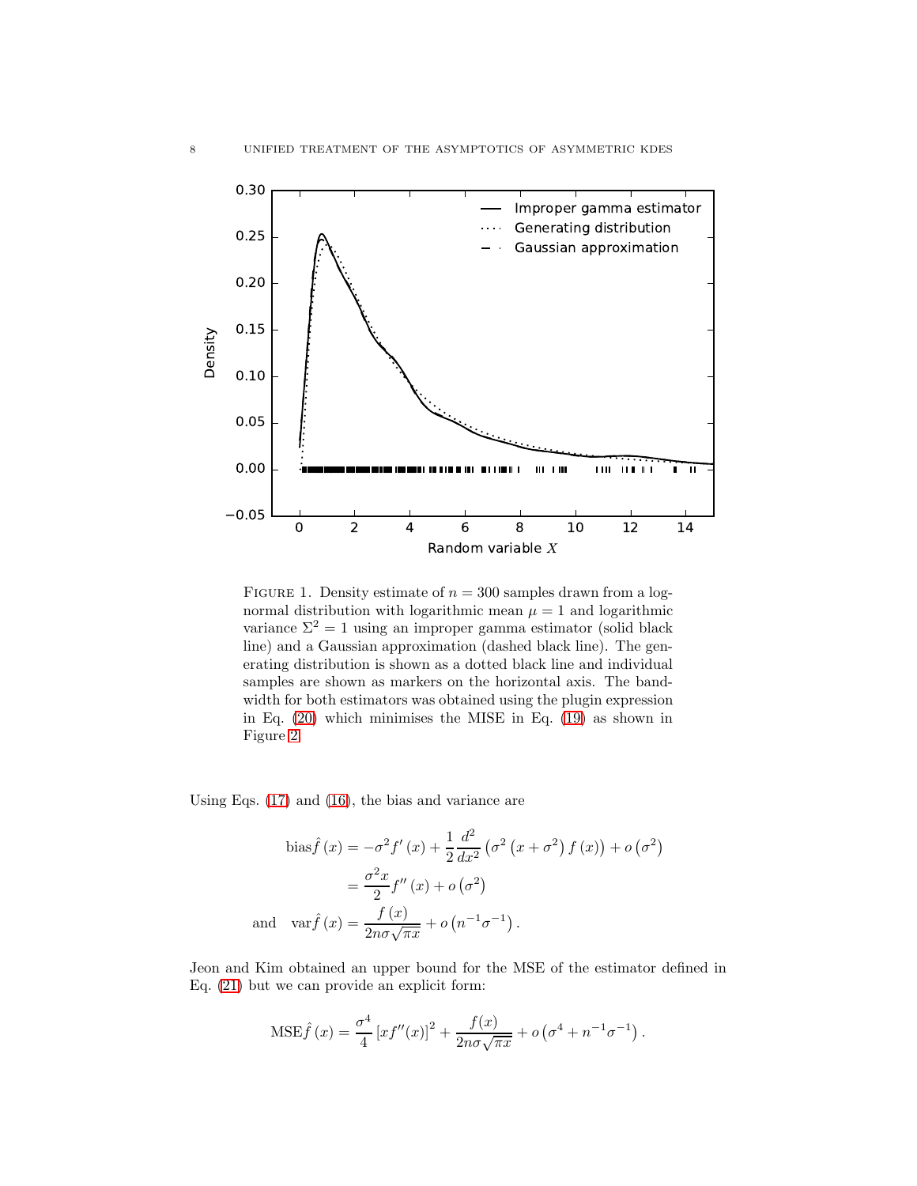FIGURE 1. Density estimate of $n = 300$ samples drawn from a log-normal distribution with logarithmic mean $\mu = 1$ and logarithmic variance $\Sigma^2 = 1$ using an improper gamma estimator (solid black line) and a Gaussian approximation (dashed black line). The generating distribution is shown as a dotted black line and individual samples are shown as markers on the horizontal axis. The bandwidth for both estimators was obtained using the plugin expression in Eq. (20) which minimises the MISE in Eq. (19) as shown in Figure 2.

Using Eqs. (17) and (16), the bias and variance are

$$
\begin{aligned}
\operatorname{bias}\hat{f}(x) &= -\sigma^2 f'(x) + \frac{1}{2}\frac{d^2}{dx^2}\left(\sigma^2\left(x+\sigma^2\right)f(x)\right) + o\left(\sigma^2\right) \\
&= \frac{\sigma^2 x}{2} f''(x) + o\left(\sigma^2\right) \\
\text{and} \quad \operatorname{var}\hat{f}(x) &= \frac{f(x)}{2n\sigma\sqrt{\pi x}} + o\left(n^{-1}\sigma^{-1}\right).
\end{aligned}
$$

Jeon and Kim obtained an upper bound for the MSE of the estimator defined in Eq. (21) but we can provide an explicit form:

$$
\operatorname{MSE}\hat{f}(x) = \frac{\sigma^4}{4}\left[x f''(x)\right]^2 + \frac{f(x)}{2n\sigma\sqrt{\pi x}} + o\left(\sigma^4 + n^{-1}\sigma^{-1}\right).
$$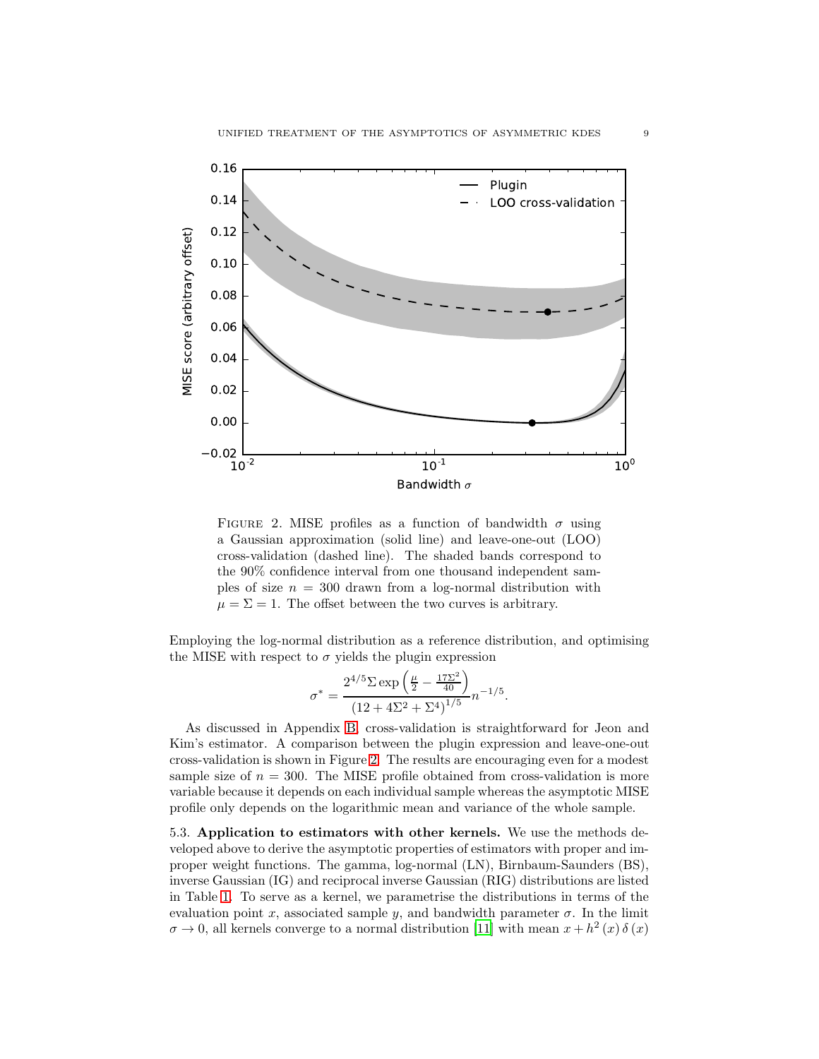FIGURE 2. MISE profiles as a function of bandwidth $\sigma$ using a Gaussian approximation (solid line) and leave-one-out (LOO) cross-validation (dashed line). The shaded bands correspond to the 90% confidence interval from one thousand independent samples of size $n = 300$ drawn from a log-normal distribution with $\mu = \Sigma = 1$. The offset between the two curves is arbitrary.

Employing the log-normal distribution as a reference distribution, and optimising the MISE with respect to $\sigma$ yields the plugin expression

$$\sigma^* = \frac{2^{4/5}\Sigma \exp\left(\frac{\mu}{2} - \frac{17\Sigma^2}{40}\right)}{\left(12 + 4\Sigma^2 + \Sigma^4\right)^{1/5}} n^{-1/5}.$$

As discussed in Appendix B, cross-validation is straightforward for Jeon and Kim's estimator. A comparison between the plugin expression and leave-one-out cross-validation is shown in Figure 2. The results are encouraging even for a modest sample size of $n = 300$. The MISE profile obtained from cross-validation is more variable because it depends on each individual sample whereas the asymptotic MISE profile only depends on the logarithmic mean and variance of the whole sample.

5.3. **Application to estimators with other kernels.** We use the methods developed above to derive the asymptotic properties of estimators with proper and improper weight functions. The gamma, log-normal (LN), Birnbaum-Saunders (BS), inverse Gaussian (IG) and reciprocal inverse Gaussian (RIG) distributions are listed in Table 1. To serve as a kernel, we parametrise the distributions in terms of the evaluation point $x$, associated sample $y$, and bandwidth parameter $\sigma$. In the limit $\sigma \to 0$, all kernels converge to a normal distribution [11] with mean $x + h^2(x)\,\delta(x)$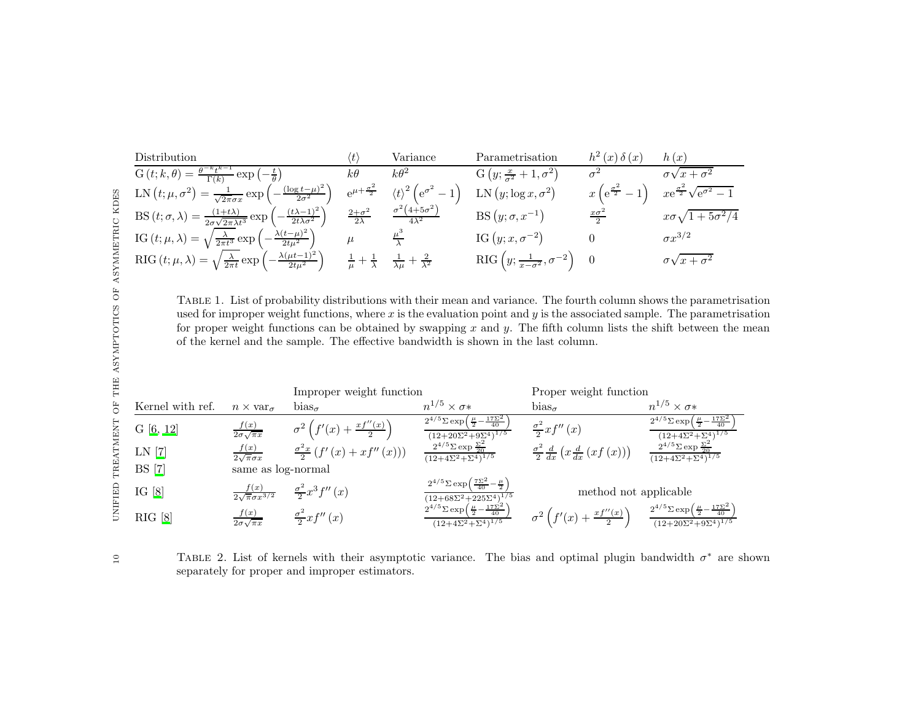| Distribution | $\langle t \rangle$ | Variance | Parametrisation | $h^2(x)\,\delta(x)$ | $h(x)$ |
|---|---|---|---|---|---|
| $\mathrm{G}(t;k,\theta) = \frac{\theta^{-k} t^{k-1}}{\Gamma(k)} \exp\left(-\frac{t}{\theta}\right)$ | $k\theta$ | $k\theta^2$ | $\mathrm{G}\left(y; \frac{x}{\sigma^2}+1, \sigma^2\right)$ | $\sigma^2$ | $\sigma\sqrt{x+\sigma^2}$ |
| $\mathrm{LN}(t;\mu,\sigma^2) = \frac{1}{\sqrt{2\pi}\sigma x} \exp\left(-\frac{(\log t - \mu)^2}{2\sigma^2}\right)$ | $\mathrm{e}^{\mu + \frac{\sigma^2}{2}}$ | $\langle t \rangle^2 \left(\mathrm{e}^{\sigma^2} - 1\right)$ | $\mathrm{LN}\left(y; \log x, \sigma^2\right)$ | $x\left(\mathrm{e}^{\frac{\sigma^2}{2}} - 1\right)$ | $x\mathrm{e}^{\frac{\sigma^2}{2}}\sqrt{\mathrm{e}^{\sigma^2}-1}$ |
| $\mathrm{BS}(t;\sigma,\lambda) = \frac{(1+t\lambda)}{2\sigma\sqrt{2\pi\lambda t^3}} \exp\left(-\frac{(t\lambda-1)^2}{2t\lambda\sigma^2}\right)$ | $\frac{2+\sigma^2}{2\lambda}$ | $\frac{\sigma^2\left(4+5\sigma^2\right)}{4\lambda^2}$ | $\mathrm{BS}\left(y; \sigma, x^{-1}\right)$ | $\frac{x\sigma^2}{2}$ | $x\sigma\sqrt{1+5\sigma^2/4}$ |
| $\mathrm{IG}(t;\mu,\lambda) = \sqrt{\frac{\lambda}{2\pi t^3}} \exp\left(-\frac{\lambda(t-\mu)^2}{2t\mu^2}\right)$ | $\mu$ | $\frac{\mu^3}{\lambda}$ | $\mathrm{IG}\left(y; x, \sigma^{-2}\right)$ | $0$ | $\sigma x^{3/2}$ |
| $\mathrm{RIG}(t;\mu,\lambda) = \sqrt{\frac{\lambda}{2\pi t}} \exp\left(-\frac{\lambda(\mu t-1)^2}{2t\mu^2}\right)$ | $\frac{1}{\mu} + \frac{1}{\lambda}$ | $\frac{1}{\lambda\mu} + \frac{2}{\lambda^2}$ | $\mathrm{RIG}\left(y; \frac{1}{x-\sigma^2}, \sigma^{-2}\right)$ | $0$ | $\sigma\sqrt{x+\sigma^2}$ |

TABLE 1. List of probability distributions with their mean and variance. The fourth column shows the parametrisation used for improper weight functions, where $x$ is the evaluation point and $y$ is the associated sample. The parametrisation for proper weight functions can be obtained by swapping $x$ and $y$. The fifth column lists the shift between the mean of the kernel and the sample. The effective bandwidth is shown in the last column.

| | | Improper weight function | | Proper weight function | |
|---|---|---|---|---|---|
| Kernel with ref. | $n \times \mathrm{var}_\sigma$ | $\mathrm{bias}_\sigma$ | $n^{1/5} \times \sigma*$ | $\mathrm{bias}_\sigma$ | $n^{1/5} \times \sigma*$ |
| G [6, 12] | $\frac{f(x)}{2\sigma\sqrt{\pi x}}$ | $\sigma^2\left(f'(x) + \frac{xf''(x)}{2}\right)$ | $\frac{2^{4/5}\Sigma\exp\left(\frac{\mu}{2} - \frac{17\Sigma^2}{40}\right)}{\left(12+20\Sigma^2+9\Sigma^4\right)^{1/5}}$ | $\frac{\sigma^2}{2} x f''(x)$ | $\frac{2^{4/5}\Sigma\exp\left(\frac{\mu}{2} - \frac{17\Sigma^2}{40}\right)}{\left(12+4\Sigma^2+\Sigma^4\right)^{1/5}}$ |
| LN [7] | $\frac{f(x)}{2\sqrt{\pi}\sigma x}$ | $\frac{\sigma^2 x}{2}\left(f'(x) + xf''(x)\right))$ | $\frac{2^{4/5}\Sigma\exp\frac{\Sigma^2}{20}}{\left(12+4\Sigma^2+\Sigma^4\right)^{1/5}}$ | $\frac{\sigma^2}{2}\frac{d}{dx}\left(x\frac{d}{dx}\left(xf(x)\right)\right)$ | $\frac{2^{4/5}\Sigma\exp\frac{\Sigma^2}{20}}{\left(12+4\Sigma^2+\Sigma^4\right)^{1/5}}$ |
| BS [7] | same as log-normal | | | | |
| IG [8] | $\frac{f(x)}{2\sqrt{\pi}\sigma x^{3/2}}$ | $\frac{\sigma^2}{2} x^3 f''(x)$ | $\frac{2^{4/5}\Sigma\exp\left(\frac{7\Sigma^2}{40} - \frac{\mu}{2}\right)}{\left(12+68\Sigma^2+225\Sigma^4\right)^{1/5}}$ | method not applicable | |
| RIG [8] | $\frac{f(x)}{2\sigma\sqrt{\pi x}}$ | $\frac{\sigma^2}{2} x f''(x)$ | $\frac{2^{4/5}\Sigma\exp\left(\frac{\mu}{2} - \frac{17\Sigma^2}{40}\right)}{\left(12+4\Sigma^2+\Sigma^4\right)^{1/5}}$ | $\sigma^2\left(f'(x) + \frac{xf''(x)}{2}\right)$ | $\frac{2^{4/5}\Sigma\exp\left(\frac{\mu}{2} - \frac{17\Sigma^2}{40}\right)}{\left(12+20\Sigma^2+9\Sigma^4\right)^{1/5}}$ |

TABLE 2. List of kernels with their asymptotic variance. The bias and optimal plugin bandwidth $\sigma^*$ are shown separately for proper and improper estimators.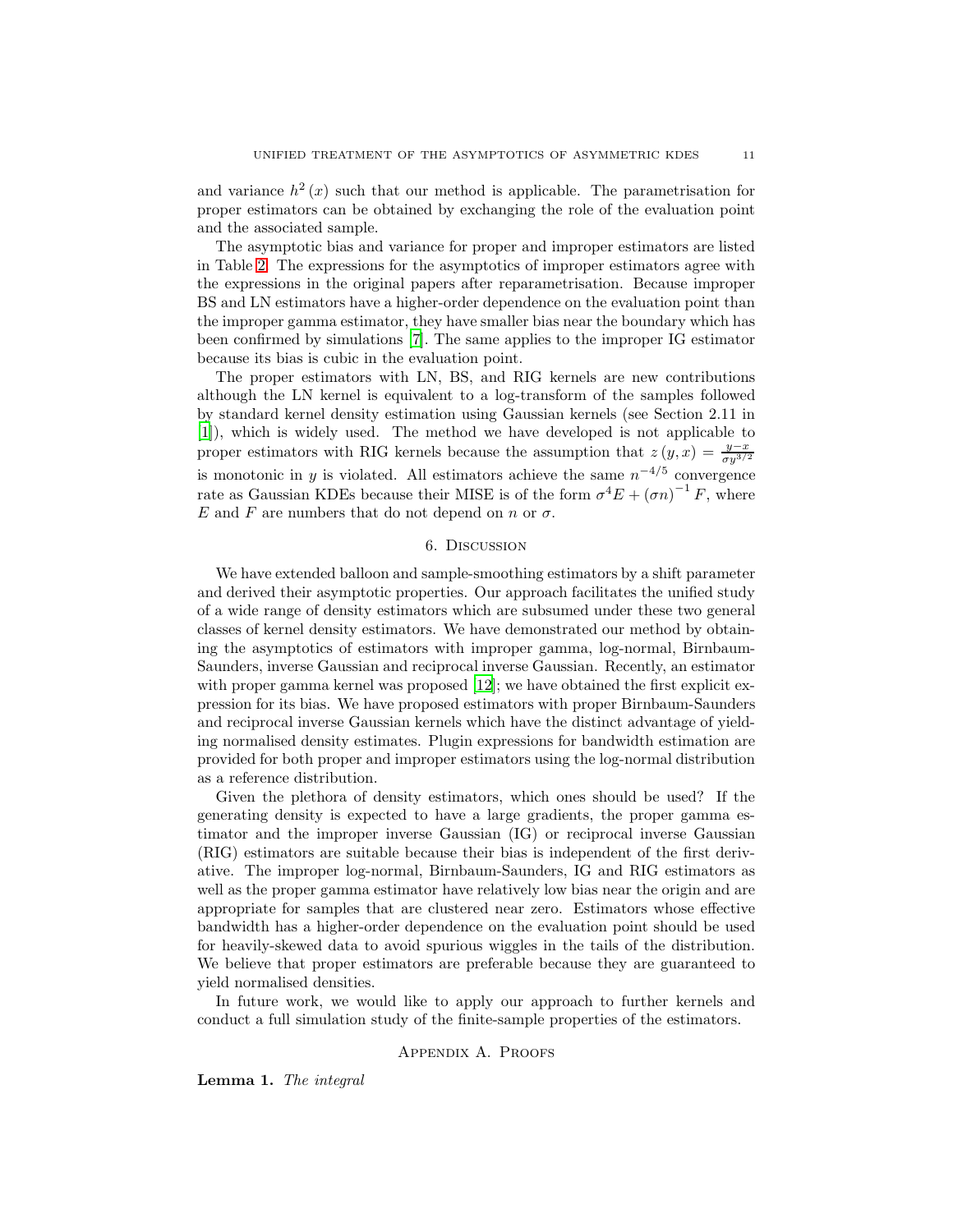and variance $h^2(x)$ such that our method is applicable. The parametrisation for proper estimators can be obtained by exchanging the role of the evaluation point and the associated sample.

The asymptotic bias and variance for proper and improper estimators are listed in Table 2. The expressions for the asymptotics of improper estimators agree with the expressions in the original papers after reparametrisation. Because improper BS and LN estimators have a higher-order dependence on the evaluation point than the improper gamma estimator, they have smaller bias near the boundary which has been confirmed by simulations [7]. The same applies to the improper IG estimator because its bias is cubic in the evaluation point.

The proper estimators with LN, BS, and RIG kernels are new contributions although the LN kernel is equivalent to a log-transform of the samples followed by standard kernel density estimation using Gaussian kernels (see Section 2.11 in [1]), which is widely used. The method we have developed is not applicable to proper estimators with RIG kernels because the assumption that $z(y,x) = \frac{y-x}{\sigma y^{3/2}}$ is monotonic in $y$ is violated. All estimators achieve the same $n^{-4/5}$ convergence rate as Gaussian KDEs because their MISE is of the form $\sigma^4 E + (\sigma n)^{-1} F$, where $E$ and $F$ are numbers that do not depend on $n$ or $\sigma$.

## 6. Discussion

We have extended balloon and sample-smoothing estimators by a shift parameter and derived their asymptotic properties. Our approach facilitates the unified study of a wide range of density estimators which are subsumed under these two general classes of kernel density estimators. We have demonstrated our method by obtaining the asymptotics of estimators with improper gamma, log-normal, Birnbaum-Saunders, inverse Gaussian and reciprocal inverse Gaussian. Recently, an estimator with proper gamma kernel was proposed [12]; we have obtained the first explicit expression for its bias. We have proposed estimators with proper Birnbaum-Saunders and reciprocal inverse Gaussian kernels which have the distinct advantage of yielding normalised density estimates. Plugin expressions for bandwidth estimation are provided for both proper and improper estimators using the log-normal distribution as a reference distribution.

Given the plethora of density estimators, which ones should be used? If the generating density is expected to have a large gradients, the proper gamma estimator and the improper inverse Gaussian (IG) or reciprocal inverse Gaussian (RIG) estimators are suitable because their bias is independent of the first derivative. The improper log-normal, Birnbaum-Saunders, IG and RIG estimators as well as the proper gamma estimator have relatively low bias near the origin and are appropriate for samples that are clustered near zero. Estimators whose effective bandwidth has a higher-order dependence on the evaluation point should be used for heavily-skewed data to avoid spurious wiggles in the tails of the distribution. We believe that proper estimators are preferable because they are guaranteed to yield normalised densities.

In future work, we would like to apply our approach to further kernels and conduct a full simulation study of the finite-sample properties of the estimators.

## Appendix A. Proofs

**Lemma 1.** *The integral*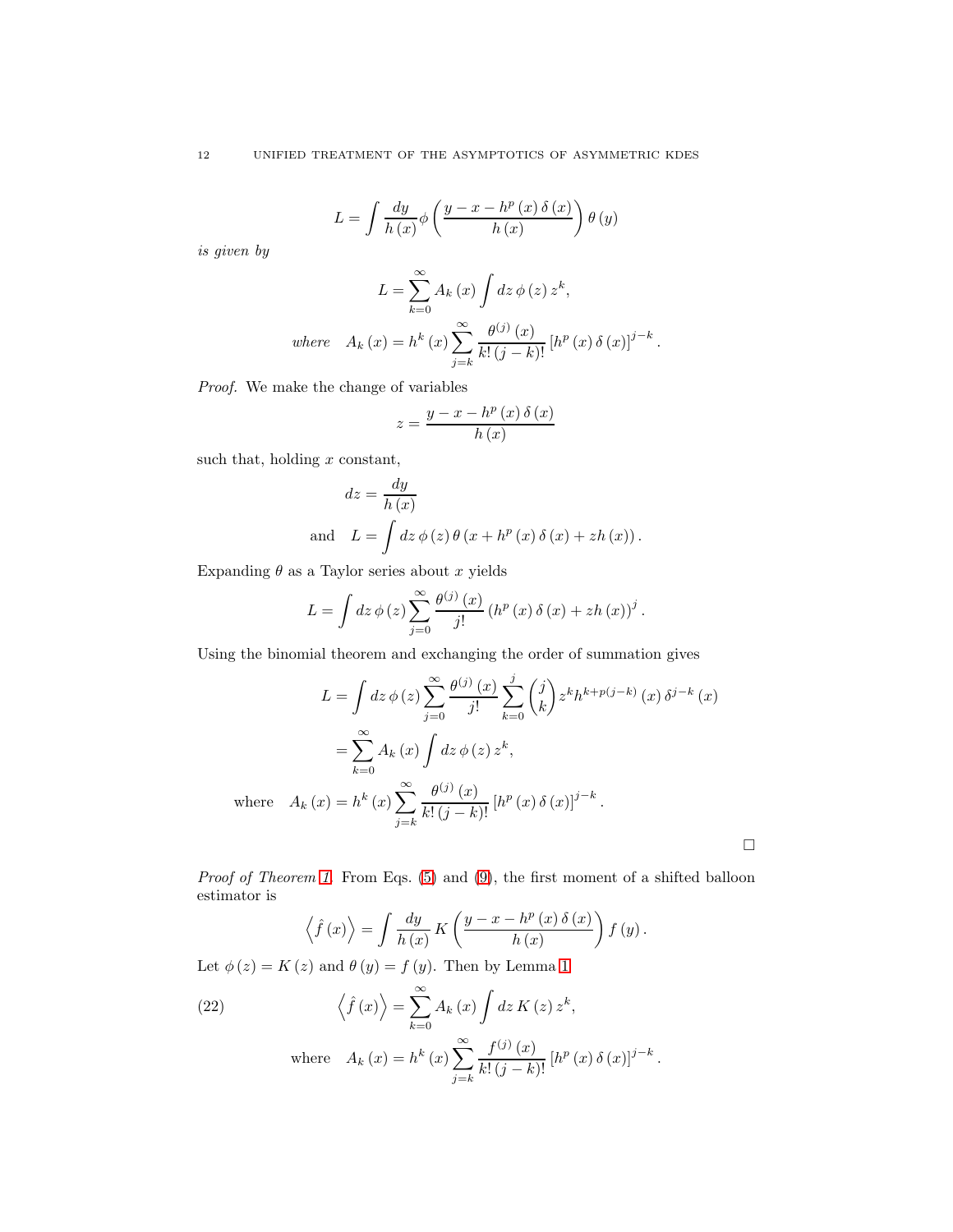$$L = \int \frac{dy}{h(x)} \phi\left(\frac{y - x - h^p(x)\,\delta(x)}{h(x)}\right) \theta(y)$$

*is given by*

$$L = \sum_{k=0}^{\infty} A_k(x) \int dz\, \phi(z)\, z^k,$$

$$\textit{where} \quad A_k(x) = h^k(x) \sum_{j=k}^{\infty} \frac{\theta^{(j)}(x)}{k!\,(j-k)!} \left[h^p(x)\,\delta(x)\right]^{j-k}.$$

*Proof.* We make the change of variables

$$z = \frac{y - x - h^p(x)\,\delta(x)}{h(x)}$$

such that, holding $x$ constant,

$$dz = \frac{dy}{h(x)}$$

$$\text{and} \quad L = \int dz\, \phi(z)\, \theta\left(x + h^p(x)\,\delta(x) + z h(x)\right).$$

Expanding $\theta$ as a Taylor series about $x$ yields

$$L = \int dz\, \phi(z) \sum_{j=0}^{\infty} \frac{\theta^{(j)}(x)}{j!} \left(h^p(x)\,\delta(x) + z h(x)\right)^j.$$

Using the binomial theorem and exchanging the order of summation gives

$$\begin{aligned} L &= \int dz\, \phi(z) \sum_{j=0}^{\infty} \frac{\theta^{(j)}(x)}{j!} \sum_{k=0}^{j} \binom{j}{k} z^k h^{k + p(j-k)}(x)\, \delta^{j-k}(x) \\ &= \sum_{k=0}^{\infty} A_k(x) \int dz\, \phi(z)\, z^k, \\ \text{where} \quad A_k(x) &= h^k(x) \sum_{j=k}^{\infty} \frac{\theta^{(j)}(x)}{k!\,(j-k)!} \left[h^p(x)\,\delta(x)\right]^{j-k}. \end{aligned}$$

□

*Proof of Theorem 1.* From Eqs. (5) and (9), the first moment of a shifted balloon estimator is

$$\left\langle \hat{f}(x) \right\rangle = \int \frac{dy}{h(x)}\, K\left(\frac{y - x - h^p(x)\,\delta(x)}{h(x)}\right) f(y).$$

Let $\phi(z) = K(z)$ and $\theta(y) = f(y)$. Then by Lemma 1

$$\left\langle \hat{f}(x) \right\rangle = \sum_{k=0}^{\infty} A_k(x) \int dz\, K(z)\, z^k, \tag{22}$$

$$\text{where} \quad A_k(x) = h^k(x) \sum_{j=k}^{\infty} \frac{f^{(j)}(x)}{k!\,(j-k)!} \left[h^p(x)\,\delta(x)\right]^{j-k}.$$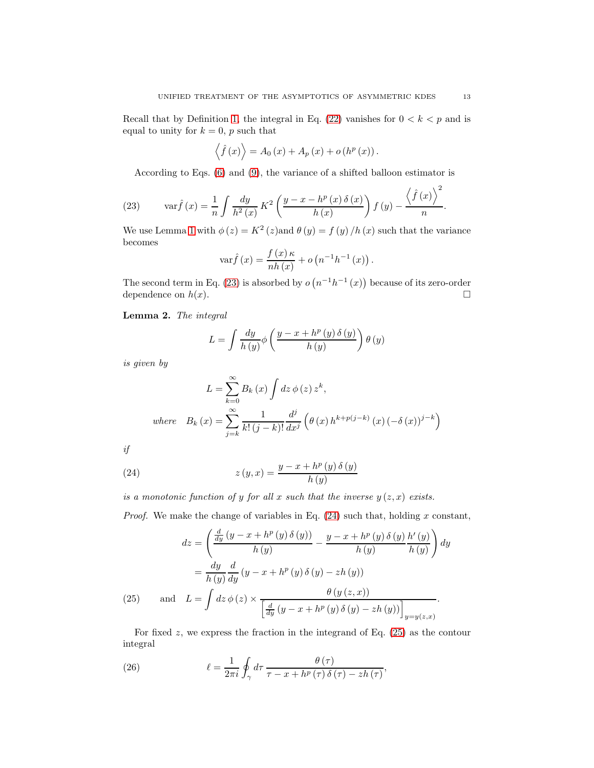Recall that by Definition 1, the integral in Eq. (22) vanishes for $0 < k < p$ and is equal to unity for $k = 0$, $p$ such that

$$\left\langle \hat{f}\left(x\right)\right\rangle = A_0\left(x\right) + A_p\left(x\right) + o\left(h^p\left(x\right)\right).$$

According to Eqs. (6) and (9), the variance of a shifted balloon estimator is

$$\text{var}\hat{f}\left(x\right) = \frac{1}{n}\int \frac{dy}{h^2\left(x\right)}\, K^2\left(\frac{y - x - h^p\left(x\right)\delta\left(x\right)}{h\left(x\right)}\right) f\left(y\right) - \frac{\left\langle \hat{f}\left(x\right)\right\rangle^2}{n}. \tag{23}$$

We use Lemma 1 with $\phi\left(z\right) = K^2\left(z\right)$and $\theta\left(y\right) = f\left(y\right)/h\left(x\right)$ such that the variance becomes

$$\text{var}\hat{f}\left(x\right) = \frac{f\left(x\right)\kappa}{nh\left(x\right)} + o\left(n^{-1}h^{-1}\left(x\right)\right).$$

The second term in Eq. (23) is absorbed by $o\left(n^{-1}h^{-1}\left(x\right)\right)$ because of its zero-order dependence on $h(x)$. □

**Lemma 2.** *The integral*

$$L = \int \frac{dy}{h\left(y\right)}\phi\left(\frac{y - x + h^p\left(y\right)\delta\left(y\right)}{h\left(y\right)}\right)\theta\left(y\right)$$

*is given by*

$$L = \sum_{k=0}^{\infty} B_k\left(x\right)\int dz\,\phi\left(z\right)z^k,$$

$$\textit{where}\quad B_k\left(x\right) = \sum_{j=k}^{\infty}\frac{1}{k!\left(j-k\right)!}\frac{d^j}{dx^j}\left(\theta\left(x\right)h^{k+p\left(j-k\right)}\left(x\right)\left(-\delta\left(x\right)\right)^{j-k}\right)$$

*if*

$$z\left(y,x\right) = \frac{y - x + h^p\left(y\right)\delta\left(y\right)}{h\left(y\right)} \tag{24}$$

*is a monotonic function of $y$ for all $x$ such that the inverse $y\left(z,x\right)$ exists.*

*Proof.* We make the change of variables in Eq. (24) such that, holding $x$ constant,

$$dz = \left(\frac{\frac{d}{dy}\left(y - x + h^p\left(y\right)\delta\left(y\right)\right)}{h\left(y\right)} - \frac{y - x + h^p\left(y\right)\delta\left(y\right)}{h\left(y\right)}\frac{h'\left(y\right)}{h\left(y\right)}\right)dy$$

$$= \frac{dy}{h\left(y\right)}\frac{d}{dy}\left(y - x + h^p\left(y\right)\delta\left(y\right) - zh\left(y\right)\right)$$

$$\text{and}\quad L = \int dz\,\phi\left(z\right) \times \frac{\theta\left(y\left(z,x\right)\right)}{\left[\frac{d}{dy}\left(y - x + h^p\left(y\right)\delta\left(y\right) - zh\left(y\right)\right)\right]_{y=y\left(z,x\right)}}. \tag{25}$$

For fixed $z$, we express the fraction in the integrand of Eq. (25) as the contour integral

$$\ell = \frac{1}{2\pi i}\oint_{\gamma} d\tau\,\frac{\theta\left(\tau\right)}{\tau - x + h^p\left(\tau\right)\delta\left(\tau\right) - zh\left(\tau\right)}, \tag{26}$$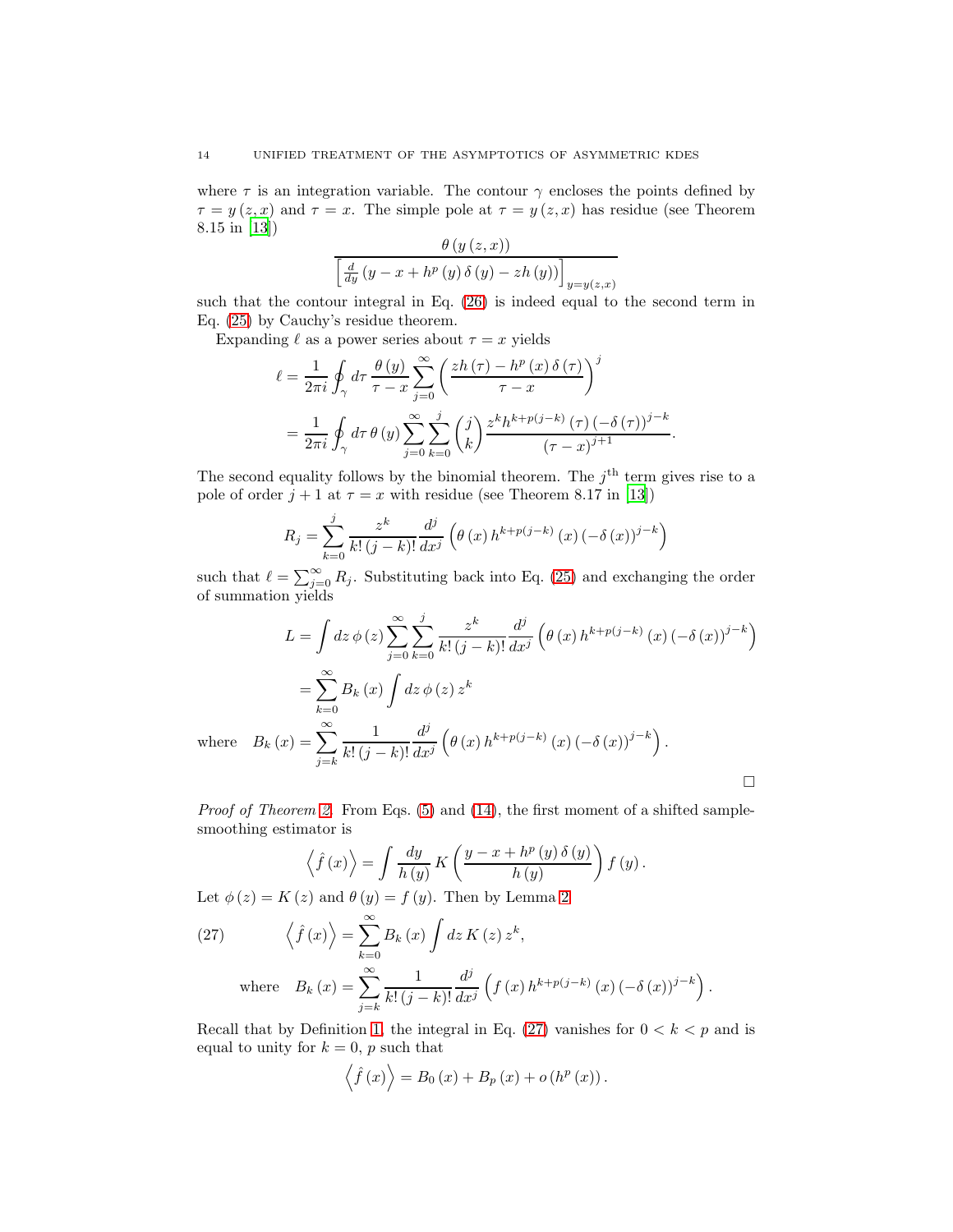where $\tau$ is an integration variable. The contour $\gamma$ encloses the points defined by $\tau = y(z, x)$ and $\tau = x$. The simple pole at $\tau = y(z, x)$ has residue (see Theorem 8.15 in [13])

$$\frac{\theta(y(z,x))}{\left[\frac{d}{dy}\left(y - x + h^p(y)\,\delta(y) - zh(y)\right)\right]_{y=y(z,x)}}$$

such that the contour integral in Eq. (26) is indeed equal to the second term in Eq. (25) by Cauchy's residue theorem.

Expanding $\ell$ as a power series about $\tau = x$ yields

$$\begin{aligned}
\ell &= \frac{1}{2\pi i}\oint_\gamma d\tau\, \frac{\theta(y)}{\tau - x}\sum_{j=0}^{\infty}\left(\frac{zh(\tau) - h^p(x)\,\delta(\tau)}{\tau - x}\right)^j \\
&= \frac{1}{2\pi i}\oint_\gamma d\tau\, \theta(y)\sum_{j=0}^{\infty}\sum_{k=0}^{j}\binom{j}{k}\frac{z^k h^{k+p(j-k)}(\tau)\left(-\delta(\tau)\right)^{j-k}}{(\tau - x)^{j+1}}.
\end{aligned}$$

The second equality follows by the binomial theorem. The $j^{\text{th}}$ term gives rise to a pole of order $j+1$ at $\tau = x$ with residue (see Theorem 8.17 in [13])

$$R_j = \sum_{k=0}^{j}\frac{z^k}{k!\,(j-k)!}\frac{d^j}{dx^j}\left(\theta(x)\,h^{k+p(j-k)}(x)\left(-\delta(x)\right)^{j-k}\right)$$

such that $\ell = \sum_{j=0}^{\infty} R_j$. Substituting back into Eq. (25) and exchanging the order of summation yields

$$\begin{aligned}
L &= \int dz\,\phi(z)\sum_{j=0}^{\infty}\sum_{k=0}^{j}\frac{z^k}{k!\,(j-k)!}\frac{d^j}{dx^j}\left(\theta(x)\,h^{k+p(j-k)}(x)\left(-\delta(x)\right)^{j-k}\right) \\
&= \sum_{k=0}^{\infty} B_k(x)\int dz\,\phi(z)\,z^k
\end{aligned}$$

$$\text{where}\quad B_k(x) = \sum_{j=k}^{\infty}\frac{1}{k!\,(j-k)!}\frac{d^j}{dx^j}\left(\theta(x)\,h^{k+p(j-k)}(x)\left(-\delta(x)\right)^{j-k}\right).$$

□

*Proof of Theorem 2.* From Eqs. (5) and (14), the first moment of a shifted sample-smoothing estimator is

$$\left\langle \hat{f}(x)\right\rangle = \int \frac{dy}{h(y)}\,K\left(\frac{y - x + h^p(y)\,\delta(y)}{h(y)}\right)f(y).$$

Let $\phi(z) = K(z)$ and $\theta(y) = f(y)$. Then by Lemma 2

$$\left\langle \hat{f}(x)\right\rangle = \sum_{k=0}^{\infty} B_k(x)\int dz\,K(z)\,z^k, \tag{27}$$

$$\text{where}\quad B_k(x) = \sum_{j=k}^{\infty}\frac{1}{k!\,(j-k)!}\frac{d^j}{dx^j}\left(f(x)\,h^{k+p(j-k)}(x)\left(-\delta(x)\right)^{j-k}\right).$$

Recall that by Definition 1, the integral in Eq. (27) vanishes for $0 < k < p$ and is equal to unity for $k = 0, p$ such that

$$\left\langle \hat{f}(x)\right\rangle = B_0(x) + B_p(x) + o\left(h^p(x)\right).$$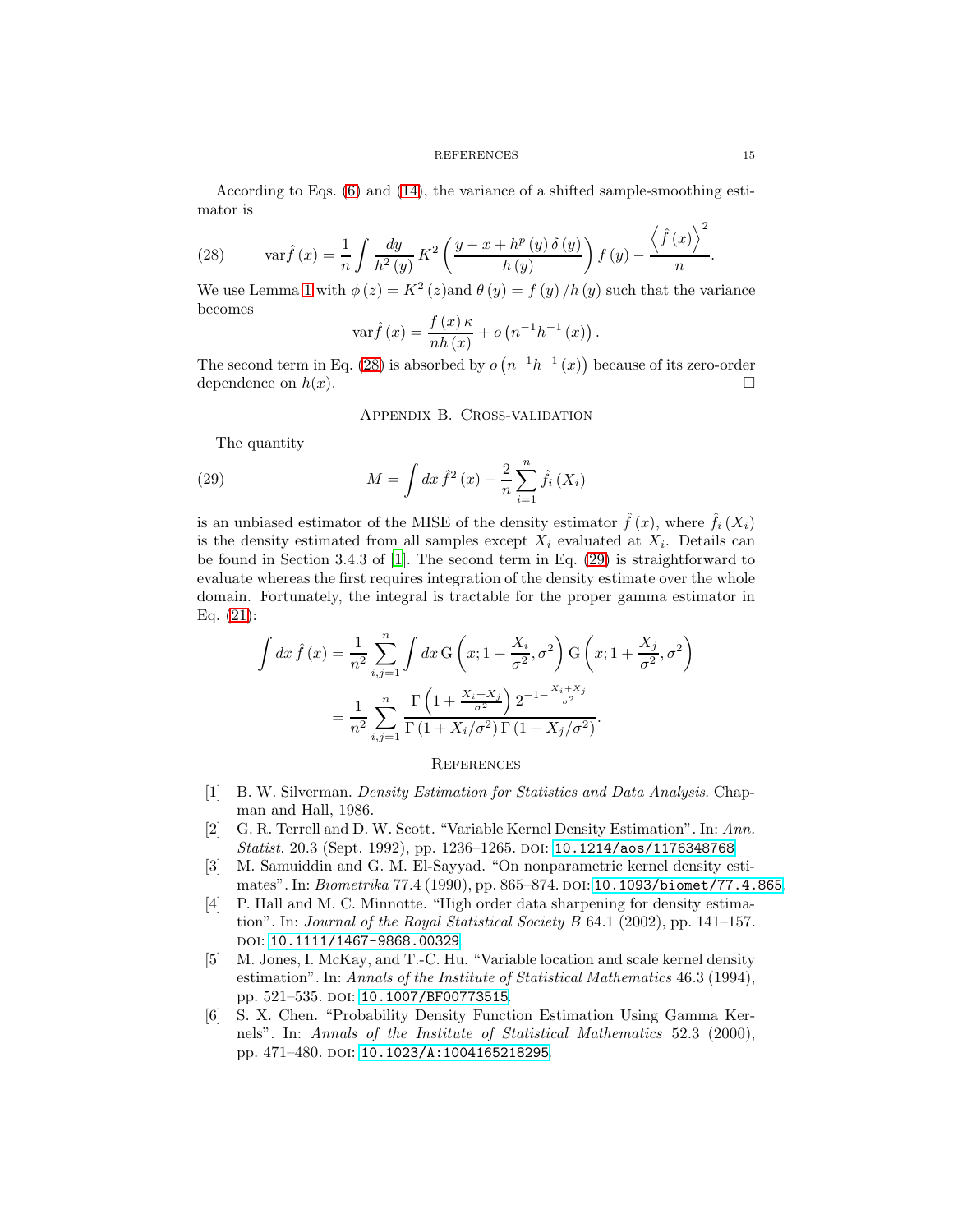According to Eqs. (6) and (14), the variance of a shifted sample-smoothing estimator is

$$\operatorname{var}\hat{f}(x) = \frac{1}{n}\int \frac{dy}{h^2(y)} K^2\left(\frac{y - x + h^p(y)\,\delta(y)}{h(y)}\right) f(y) - \frac{\left\langle \hat{f}(x)\right\rangle^2}{n}. \tag{28}$$

We use Lemma 1 with $\phi(z) = K^2(z)$and $\theta(y) = f(y)/h(y)$ such that the variance becomes

$$\operatorname{var}\hat{f}(x) = \frac{f(x)\,\kappa}{nh(x)} + o\left(n^{-1}h^{-1}(x)\right).$$

The second term in Eq. (28) is absorbed by $o\left(n^{-1}h^{-1}(x)\right)$ because of its zero-order dependence on $h(x)$. $\square$

## Appendix B. Cross-validation

The quantity

$$M = \int dx\, \hat{f}^2(x) - \frac{2}{n}\sum_{i=1}^{n} \hat{f}_i(X_i) \tag{29}$$

is an unbiased estimator of the MISE of the density estimator $\hat{f}(x)$, where $\hat{f}_i(X_i)$ is the density estimated from all samples except $X_i$ evaluated at $X_i$. Details can be found in Section 3.4.3 of [1]. The second term in Eq. (29) is straightforward to evaluate whereas the first requires integration of the density estimate over the whole domain. Fortunately, the integral is tractable for the proper gamma estimator in Eq. (21):

$$\begin{aligned}
\int dx\, \hat{f}(x) &= \frac{1}{n^2}\sum_{i,j=1}^{n} \int dx\, \mathrm{G}\left(x; 1 + \frac{X_i}{\sigma^2}, \sigma^2\right) \mathrm{G}\left(x; 1 + \frac{X_j}{\sigma^2}, \sigma^2\right) \\
&= \frac{1}{n^2}\sum_{i,j=1}^{n} \frac{\Gamma\left(1 + \frac{X_i + X_j}{\sigma^2}\right) 2^{-1-\frac{X_i+X_j}{\sigma^2}}}{\Gamma\left(1 + X_i/\sigma^2\right)\Gamma\left(1 + X_j/\sigma^2\right)}.
\end{aligned}$$

## References

[1] B. W. Silverman. *Density Estimation for Statistics and Data Analysis*. Chapman and Hall, 1986.

[2] G. R. Terrell and D. W. Scott. "Variable Kernel Density Estimation". In: *Ann. Statist.* 20.3 (Sept. 1992), pp. 1236–1265. DOI: 10.1214/aos/1176348768.

[3] M. Samuiddin and G. M. El-Sayyad. "On nonparametric kernel density estimates". In: *Biometrika* 77.4 (1990), pp. 865–874. DOI: 10.1093/biomet/77.4.865.

[4] P. Hall and M. C. Minnotte. "High order data sharpening for density estimation". In: *Journal of the Royal Statistical Society B* 64.1 (2002), pp. 141–157. DOI: 10.1111/1467-9868.00329.

[5] M. Jones, I. McKay, and T.-C. Hu. "Variable location and scale kernel density estimation". In: *Annals of the Institute of Statistical Mathematics* 46.3 (1994), pp. 521–535. DOI: 10.1007/BF00773515.

[6] S. X. Chen. "Probability Density Function Estimation Using Gamma Kernels". In: *Annals of the Institute of Statistical Mathematics* 52.3 (2000), pp. 471–480. DOI: 10.1023/A:1004165218295.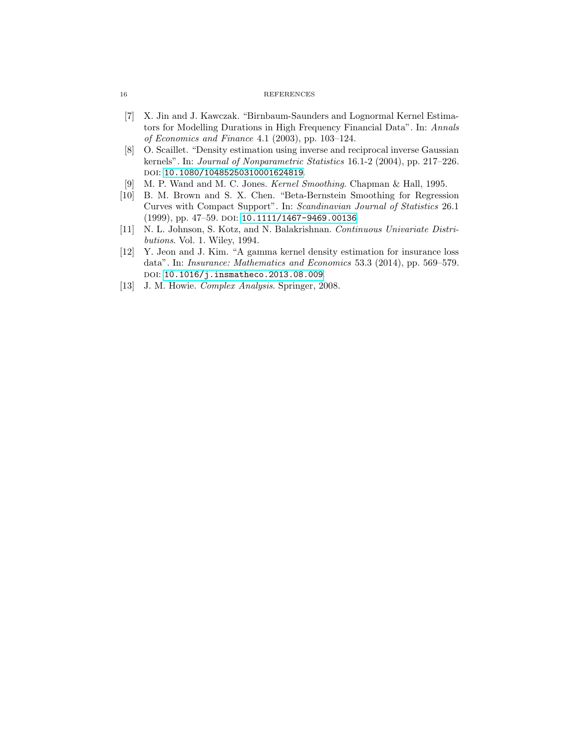[7] X. Jin and J. Kawczak. "Birnbaum-Saunders and Lognormal Kernel Estimators for Modelling Durations in High Frequency Financial Data". In: *Annals of Economics and Finance* 4.1 (2003), pp. 103–124.

[8] O. Scaillet. "Density estimation using inverse and reciprocal inverse Gaussian kernels". In: *Journal of Nonparametric Statistics* 16.1-2 (2004), pp. 217–226. DOI: 10.1080/10485250310001624819.

[9] M. P. Wand and M. C. Jones. *Kernel Smoothing*. Chapman & Hall, 1995.

[10] B. M. Brown and S. X. Chen. "Beta-Bernstein Smoothing for Regression Curves with Compact Support". In: *Scandinavian Journal of Statistics* 26.1 (1999), pp. 47–59. DOI: 10.1111/1467-9469.00136.

[11] N. L. Johnson, S. Kotz, and N. Balakrishnan. *Continuous Univariate Distributions*. Vol. 1. Wiley, 1994.

[12] Y. Jeon and J. Kim. "A gamma kernel density estimation for insurance loss data". In: *Insurance: Mathematics and Economics* 53.3 (2014), pp. 569–579. DOI: 10.1016/j.insmatheco.2013.08.009.

[13] J. M. Howie. *Complex Analysis*. Springer, 2008.